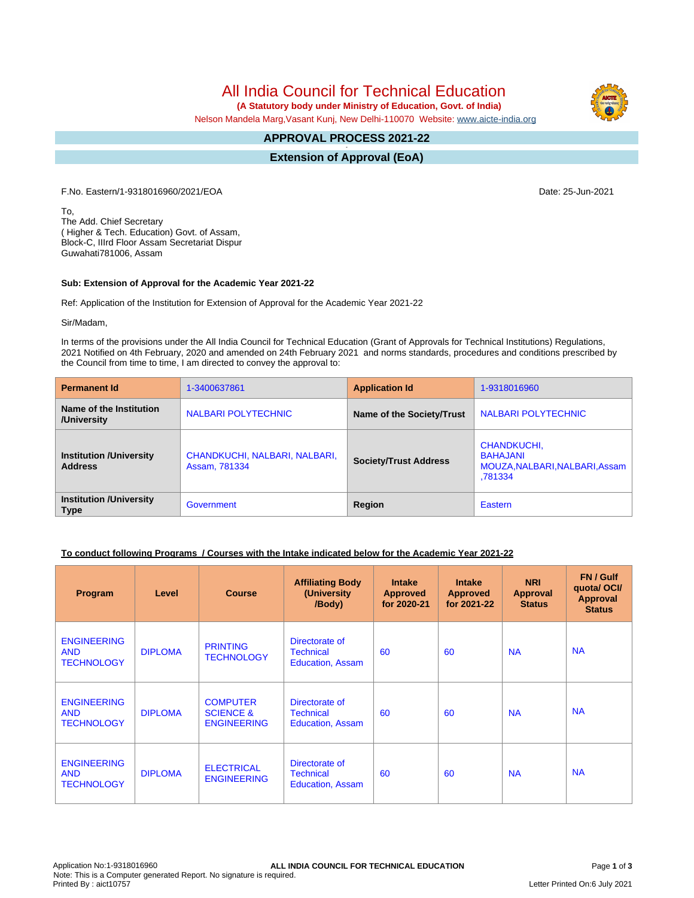# All India Council for Technical Education

**(A Statutory body under Ministry of Education, Govt. of India)**

Nelson Mandela Marg,Vasant Kunj, New Delhi-110070 Website: www.aicte-india.org

## APPROVAL PROCESS 2021-22

## Extension of Approval (EoA)

F.No. Eastern/1-9318016960/2021/EOA

Date: 25-Jun-2021

To,
The Add. Chief Secretary
( Higher & Tech. Education) Govt. of Assam,
Block-C, IIIrd Floor Assam Secretariat Dispur
Guwahati781006, Assam

**Sub: Extension of Approval for the Academic Year 2021-22**

Ref: Application of the Institution for Extension of Approval for the Academic Year 2021-22

Sir/Madam,

In terms of the provisions under the All India Council for Technical Education (Grant of Approvals for Technical Institutions) Regulations, 2021 Notified on 4th February, 2020 and amended on 24th February 2021 and norms standards, procedures and conditions prescribed by the Council from time to time, I am directed to convey the approval to:

| **Permanent Id** | 1-3400637861 | **Application Id** | 1-9318016960 |
|---|---|---|---|
| **Name of the Institution /University** | NALBARI POLYTECHNIC | **Name of the Society/Trust** | NALBARI POLYTECHNIC |
| **Institution /University Address** | CHANDKUCHI, NALBARI, NALBARI, Assam, 781334 | **Society/Trust Address** | CHANDKUCHI, BAHAJANI MOUZA,NALBARI,NALBARI,Assam ,781334 |
| **Institution /University Type** | Government | **Region** | Eastern |

**To conduct following Programs / Courses with the Intake indicated below for the Academic Year 2021-22**

| Program | Level | Course | Affiliating Body (University /Body) | Intake Approved for 2020-21 | Intake Approved for 2021-22 | NRI Approval Status | FN / Gulf quota/ OCI/ Approval Status |
|---|---|---|---|---|---|---|---|
| ENGINEERING AND TECHNOLOGY | DIPLOMA | PRINTING TECHNOLOGY | Directorate of Technical Education, Assam | 60 | 60 | NA | NA |
| ENGINEERING AND TECHNOLOGY | DIPLOMA | COMPUTER SCIENCE & ENGINEERING | Directorate of Technical Education, Assam | 60 | 60 | NA | NA |
| ENGINEERING AND TECHNOLOGY | DIPLOMA | ELECTRICAL ENGINEERING | Directorate of Technical Education, Assam | 60 | 60 | NA | NA |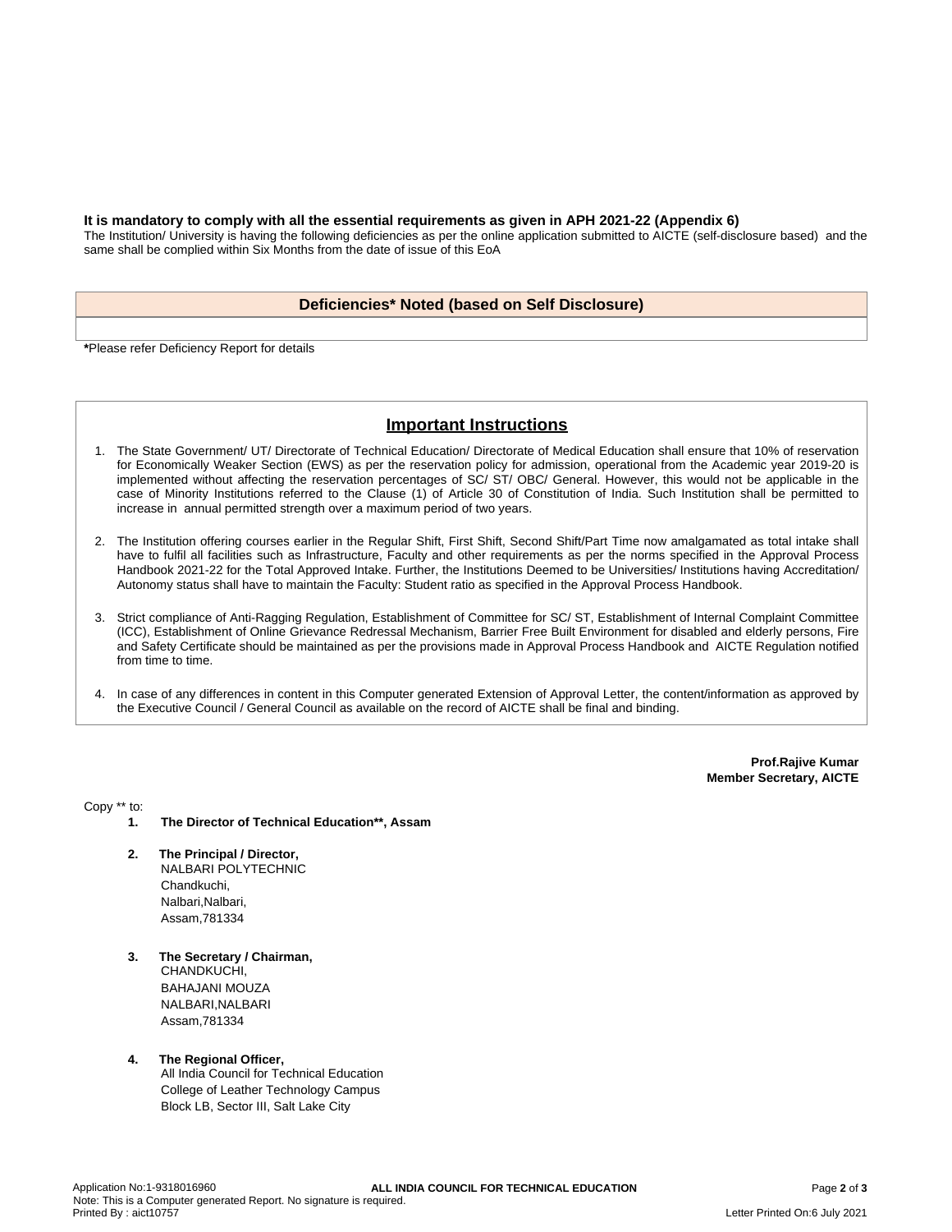**It is mandatory to comply with all the essential requirements as given in APH 2021-22 (Appendix 6)**

The Institution/ University is having the following deficiencies as per the online application submitted to AICTE (self-disclosure based) and the same shall be complied within Six Months from the date of issue of this EoA

| Deficiencies* Noted (based on Self Disclosure) |
| --- |
| |

***Please refer Deficiency Report for details**

## Important Instructions

1. The State Government/ UT/ Directorate of Technical Education/ Directorate of Medical Education shall ensure that 10% of reservation for Economically Weaker Section (EWS) as per the reservation policy for admission, operational from the Academic year 2019-20 is implemented without affecting the reservation percentages of SC/ ST/ OBC/ General. However, this would not be applicable in the case of Minority Institutions referred to the Clause (1) of Article 30 of Constitution of India. Such Institution shall be permitted to increase in annual permitted strength over a maximum period of two years.

2. The Institution offering courses earlier in the Regular Shift, First Shift, Second Shift/Part Time now amalgamated as total intake shall have to fulfil all facilities such as Infrastructure, Faculty and other requirements as per the norms specified in the Approval Process Handbook 2021-22 for the Total Approved Intake. Further, the Institutions Deemed to be Universities/ Institutions having Accreditation/ Autonomy status shall have to maintain the Faculty: Student ratio as specified in the Approval Process Handbook.

3. Strict compliance of Anti-Ragging Regulation, Establishment of Committee for SC/ ST, Establishment of Internal Complaint Committee (ICC), Establishment of Online Grievance Redressal Mechanism, Barrier Free Built Environment for disabled and elderly persons, Fire and Safety Certificate should be maintained as per the provisions made in Approval Process Handbook and AICTE Regulation notified from time to time.

4. In case of any differences in content in this Computer generated Extension of Approval Letter, the content/information as approved by the Executive Council / General Council as available on the record of AICTE shall be final and binding.

**Prof.Rajive Kumar**
**Member Secretary, AICTE**

Copy ** to:

1. **The Director of Technical Education**, Assam**

2. **The Principal / Director,**
   NALBARI POLYTECHNIC
   Chandkuchi,
   Nalbari,Nalbari,
   Assam,781334

3. **The Secretary / Chairman,**
   CHANDKUCHI,
   BAHAJANI MOUZA
   NALBARI,NALBARI
   Assam,781334

4. **The Regional Officer,**
   All India Council for Technical Education
   College of Leather Technology Campus
   Block LB, Sector III, Salt Lake City

Application No:1-9318016960
Note: This is a Computer generated Report. No signature is required.
Printed By : aict10757
Letter Printed On:6 July 2021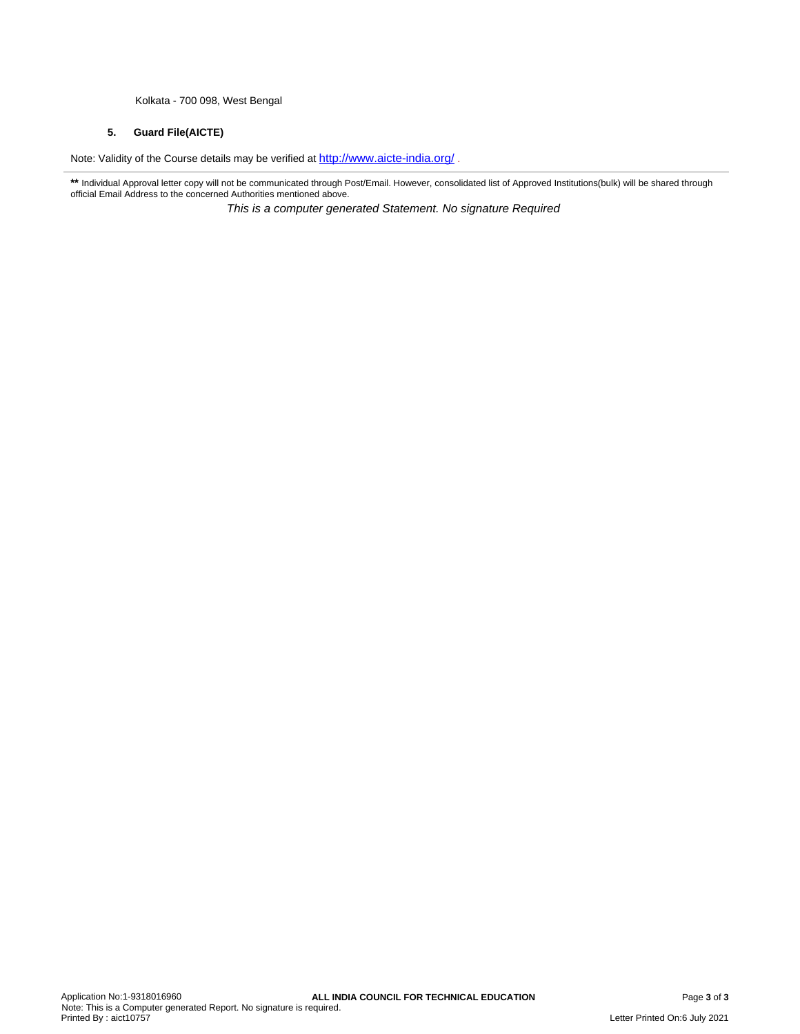Kolkata - 700 098, West Bengal

**5. Guard File(AICTE)**

Note: Validity of the Course details may be verified at http://www.aicte-india.org/ .

---

**\*\*** Individual Approval letter copy will not be communicated through Post/Email. However, consolidated list of Approved Institutions(bulk) will be shared through official Email Address to the concerned Authorities mentioned above.

*This is a computer generated Statement. No signature Required*